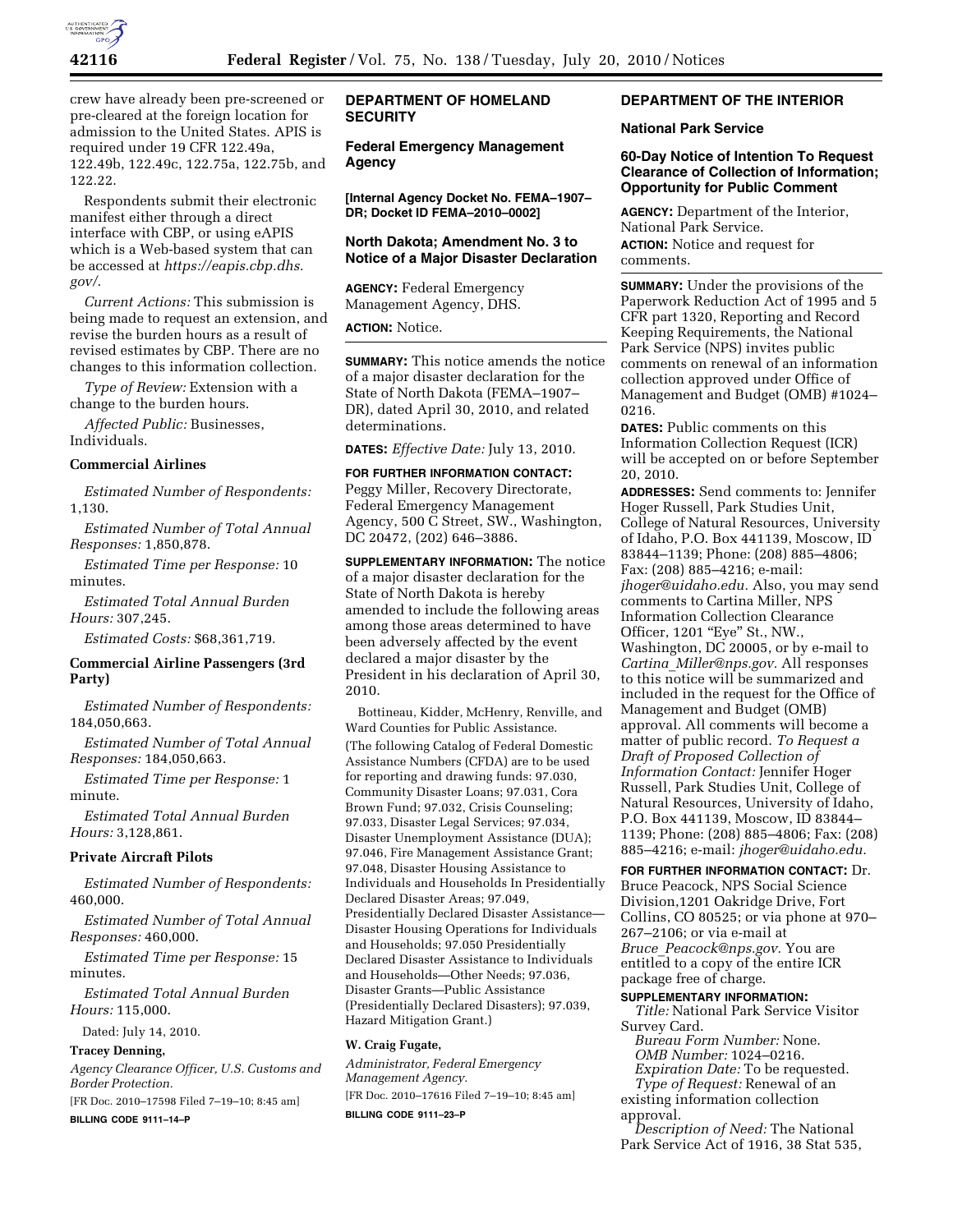crew have already been pre-screened or pre-cleared at the foreign location for admission to the United States. APIS is required under 19 CFR 122.49a, 122.49b, 122.49c, 122.75a, 122.75b, and 122.22.

Respondents submit their electronic manifest either through a direct interface with CBP, or using eAPIS which is a Web-based system that can be accessed at *https://eapis.cbp.dhs.gov/*.

*Current Actions:* This submission is being made to request an extension, and revise the burden hours as a result of revised estimates by CBP. There are no changes to this information collection.

*Type of Review:* Extension with a change to the burden hours.

*Affected Public:* Businesses, Individuals.

**Commercial Airlines**

*Estimated Number of Respondents:* 1,130.

*Estimated Number of Total Annual Responses:* 1,850,878.

*Estimated Time per Response:* 10 minutes.

*Estimated Total Annual Burden Hours:* 307,245.

*Estimated Costs:* $68,361,719.

**Commercial Airline Passengers (3rd Party)**

*Estimated Number of Respondents:* 184,050,663.

*Estimated Number of Total Annual Responses:* 184,050,663.

*Estimated Time per Response:* 1 minute.

*Estimated Total Annual Burden Hours:* 3,128,861.

**Private Aircraft Pilots**

*Estimated Number of Respondents:* 460,000.

*Estimated Number of Total Annual Responses:* 460,000.

*Estimated Time per Response:* 15 minutes.

*Estimated Total Annual Burden Hours:* 115,000.

Dated: July 14, 2010.

**Tracey Denning,**

*Agency Clearance Officer, U.S. Customs and Border Protection.*

[FR Doc. 2010–17598 Filed 7–19–10; 8:45 am]

**BILLING CODE 9111–14–P**

## DEPARTMENT OF HOMELAND SECURITY

### Federal Emergency Management Agency

**[Internal Agency Docket No. FEMA–1907–DR; Docket ID FEMA–2010–0002]**

### North Dakota; Amendment No. 3 to Notice of a Major Disaster Declaration

**AGENCY:** Federal Emergency Management Agency, DHS.

**ACTION:** Notice.

**SUMMARY:** This notice amends the notice of a major disaster declaration for the State of North Dakota (FEMA–1907–DR), dated April 30, 2010, and related determinations.

**DATES:** *Effective Date:* July 13, 2010.

**FOR FURTHER INFORMATION CONTACT:** Peggy Miller, Recovery Directorate, Federal Emergency Management Agency, 500 C Street, SW., Washington, DC 20472, (202) 646–3886.

**SUPPLEMENTARY INFORMATION:** The notice of a major disaster declaration for the State of North Dakota is hereby amended to include the following areas among those areas determined to have been adversely affected by the event declared a major disaster by the President in his declaration of April 30, 2010.

Bottineau, Kidder, McHenry, Renville, and Ward Counties for Public Assistance.

(The following Catalog of Federal Domestic Assistance Numbers (CFDA) are to be used for reporting and drawing funds: 97.030, Community Disaster Loans; 97.031, Cora Brown Fund; 97.032, Crisis Counseling; 97.033, Disaster Legal Services; 97.034, Disaster Unemployment Assistance (DUA); 97.046, Fire Management Assistance Grant; 97.048, Disaster Housing Assistance to Individuals and Households In Presidentially Declared Disaster Areas; 97.049, Presidentially Declared Disaster Assistance—Disaster Housing Operations for Individuals and Households; 97.050 Presidentially Declared Disaster Assistance to Individuals and Households—Other Needs; 97.036, Disaster Grants—Public Assistance (Presidentially Declared Disasters); 97.039, Hazard Mitigation Grant.)

**W. Craig Fugate,**

*Administrator, Federal Emergency Management Agency.*

[FR Doc. 2010–17616 Filed 7–19–10; 8:45 am]

**BILLING CODE 9111–23–P**

## DEPARTMENT OF THE INTERIOR

### National Park Service

### 60-Day Notice of Intention To Request Clearance of Collection of Information; Opportunity for Public Comment

**AGENCY:** Department of the Interior, National Park Service.

**ACTION:** Notice and request for comments.

**SUMMARY:** Under the provisions of the Paperwork Reduction Act of 1995 and 5 CFR part 1320, Reporting and Record Keeping Requirements, the National Park Service (NPS) invites public comments on renewal of an information collection approved under Office of Management and Budget (OMB) #1024–0216.

**DATES:** Public comments on this Information Collection Request (ICR) will be accepted on or before September 20, 2010.

**ADDRESSES:** Send comments to: Jennifer Hoger Russell, Park Studies Unit, College of Natural Resources, University of Idaho, P.O. Box 441139, Moscow, ID 83844–1139; Phone: (208) 885–4806; Fax: (208) 885–4216; e-mail: *jhoger@uidaho.edu*. Also, you may send comments to Cartina Miller, NPS Information Collection Clearance Officer, 1201 "Eye" St., NW., Washington, DC 20005, or by e-mail to *Cartina_Miller@nps.gov*. All responses to this notice will be summarized and included in the request for the Office of Management and Budget (OMB) approval. All comments will become a matter of public record. *To Request a Draft of Proposed Collection of Information Contact:* Jennifer Hoger Russell, Park Studies Unit, College of Natural Resources, University of Idaho, P.O. Box 441139, Moscow, ID 83844–1139; Phone: (208) 885–4806; Fax: (208) 885–4216; e-mail: *jhoger@uidaho.edu*.

**FOR FURTHER INFORMATION CONTACT:** Dr. Bruce Peacock, NPS Social Science Division,1201 Oakridge Drive, Fort Collins, CO 80525; or via phone at 970–267–2106; or via e-mail at *Bruce_Peacock@nps.gov*. You are entitled to a copy of the entire ICR package free of charge.

**SUPPLEMENTARY INFORMATION:**

*Title:* National Park Service Visitor Survey Card.

*Bureau Form Number:* None.

*OMB Number:* 1024–0216.

*Expiration Date:* To be requested.

*Type of Request:* Renewal of an existing information collection approval.

*Description of Need:* The National Park Service Act of 1916, 38 Stat 535,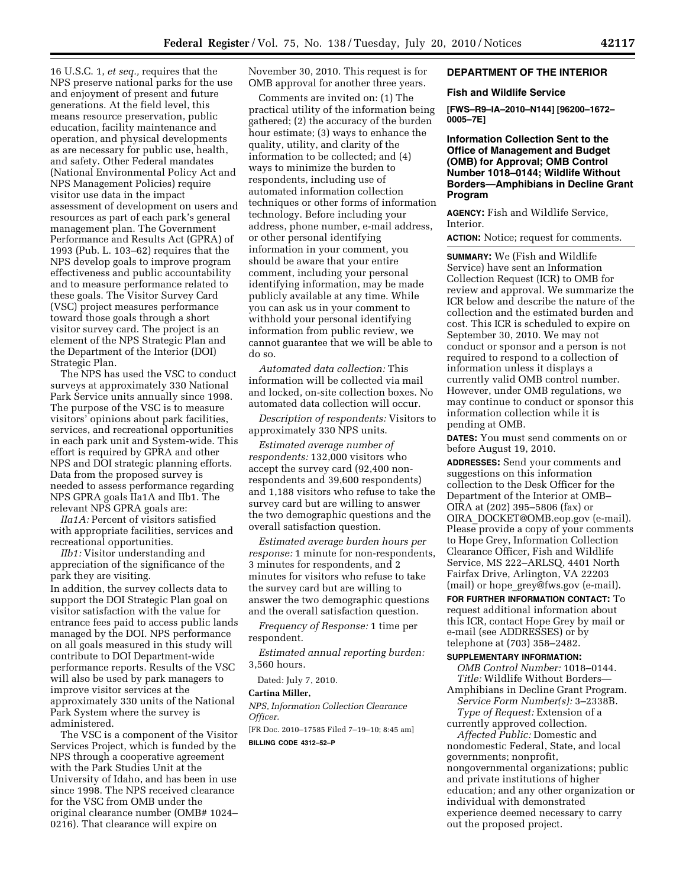16 U.S.C. 1, *et seq.,* requires that the NPS preserve national parks for the use and enjoyment of present and future generations. At the field level, this means resource preservation, public education, facility maintenance and operation, and physical developments as are necessary for public use, health, and safety. Other Federal mandates (National Environmental Policy Act and NPS Management Policies) require visitor use data in the impact assessment of development on users and resources as part of each park's general management plan. The Government Performance and Results Act (GPRA) of 1993 (Pub. L. 103–62) requires that the NPS develop goals to improve program effectiveness and public accountability and to measure performance related to these goals. The Visitor Survey Card (VSC) project measures performance toward those goals through a short visitor survey card. The project is an element of the NPS Strategic Plan and the Department of the Interior (DOI) Strategic Plan.

The NPS has used the VSC to conduct surveys at approximately 330 National Park Service units annually since 1998. The purpose of the VSC is to measure visitors' opinions about park facilities, services, and recreational opportunities in each park unit and System-wide. This effort is required by GPRA and other NPS and DOI strategic planning efforts. Data from the proposed survey is needed to assess performance regarding NPS GPRA goals IIa1A and IIb1. The relevant NPS GPRA goals are:

*IIa1A:* Percent of visitors satisfied with appropriate facilities, services and recreational opportunities.

*IIb1:* Visitor understanding and appreciation of the significance of the park they are visiting.

In addition, the survey collects data to support the DOI Strategic Plan goal on visitor satisfaction with the value for entrance fees paid to access public lands managed by the DOI. NPS performance on all goals measured in this study will contribute to DOI Department-wide performance reports. Results of the VSC will also be used by park managers to improve visitor services at the approximately 330 units of the National Park System where the survey is administered.

The VSC is a component of the Visitor Services Project, which is funded by the NPS through a cooperative agreement with the Park Studies Unit at the University of Idaho, and has been in use since 1998. The NPS received clearance for the VSC from OMB under the original clearance number (OMB# 1024–0216). That clearance will expire on November 30, 2010. This request is for OMB approval for another three years.

Comments are invited on: (1) The practical utility of the information being gathered; (2) the accuracy of the burden hour estimate; (3) ways to enhance the quality, utility, and clarity of the information to be collected; and (4) ways to minimize the burden to respondents, including use of automated information collection techniques or other forms of information technology. Before including your address, phone number, e-mail address, or other personal identifying information in your comment, you should be aware that your entire comment, including your personal identifying information, may be made publicly available at any time. While you can ask us in your comment to withhold your personal identifying information from public review, we cannot guarantee that we will be able to do so.

*Automated data collection:* This information will be collected via mail and locked, on-site collection boxes. No automated data collection will occur.

*Description of respondents:* Visitors to approximately 330 NPS units.

*Estimated average number of respondents:* 132,000 visitors who accept the survey card (92,400 non-respondents and 39,600 respondents) and 1,188 visitors who refuse to take the survey card but are willing to answer the two demographic questions and the overall satisfaction question.

*Estimated average burden hours per response:* 1 minute for non-respondents, 3 minutes for respondents, and 2 minutes for visitors who refuse to take the survey card but are willing to answer the two demographic questions and the overall satisfaction question.

*Frequency of Response:* 1 time per respondent.

*Estimated annual reporting burden:* 3,560 hours.

Dated: July 7, 2010.

**Cartina Miller,**

*NPS, Information Collection Clearance Officer.*

[FR Doc. 2010–17585 Filed 7–19–10; 8:45 am]

**BILLING CODE 4312–52–P**

## DEPARTMENT OF THE INTERIOR

### Fish and Wildlife Service

**[FWS–R9–IA–2010–N144] [96200–1672–0005–7E]**

### Information Collection Sent to the Office of Management and Budget (OMB) for Approval; OMB Control Number 1018–0144; Wildlife Without Borders—Amphibians in Decline Grant Program

**AGENCY:** Fish and Wildlife Service, Interior.

**ACTION:** Notice; request for comments.

**SUMMARY:** We (Fish and Wildlife Service) have sent an Information Collection Request (ICR) to OMB for review and approval. We summarize the ICR below and describe the nature of the collection and the estimated burden and cost. This ICR is scheduled to expire on September 30, 2010. We may not conduct or sponsor and a person is not required to respond to a collection of information unless it displays a currently valid OMB control number. However, under OMB regulations, we may continue to conduct or sponsor this information collection while it is pending at OMB.

**DATES:** You must send comments on or before August 19, 2010.

**ADDRESSES:** Send your comments and suggestions on this information collection to the Desk Officer for the Department of the Interior at OMB–OIRA at (202) 395–5806 (fax) or OIRA_DOCKET@OMB.eop.gov (e-mail). Please provide a copy of your comments to Hope Grey, Information Collection Clearance Officer, Fish and Wildlife Service, MS 222–ARLSQ, 4401 North Fairfax Drive, Arlington, VA 22203 (mail) or hope_grey@fws.gov (e-mail).

**FOR FURTHER INFORMATION CONTACT:** To request additional information about this ICR, contact Hope Grey by mail or e-mail (see ADDRESSES) or by telephone at (703) 358–2482.

**SUPPLEMENTARY INFORMATION:**

*OMB Control Number:* 1018–0144.

*Title:* Wildlife Without Borders—Amphibians in Decline Grant Program.

*Service Form Number(s):* 3–2338B.

*Type of Request:* Extension of a currently approved collection.

*Affected Public:* Domestic and nondomestic Federal, State, and local governments; nonprofit, nongovernmental organizations; public and private institutions of higher education; and any other organization or individual with demonstrated experience deemed necessary to carry out the proposed project.